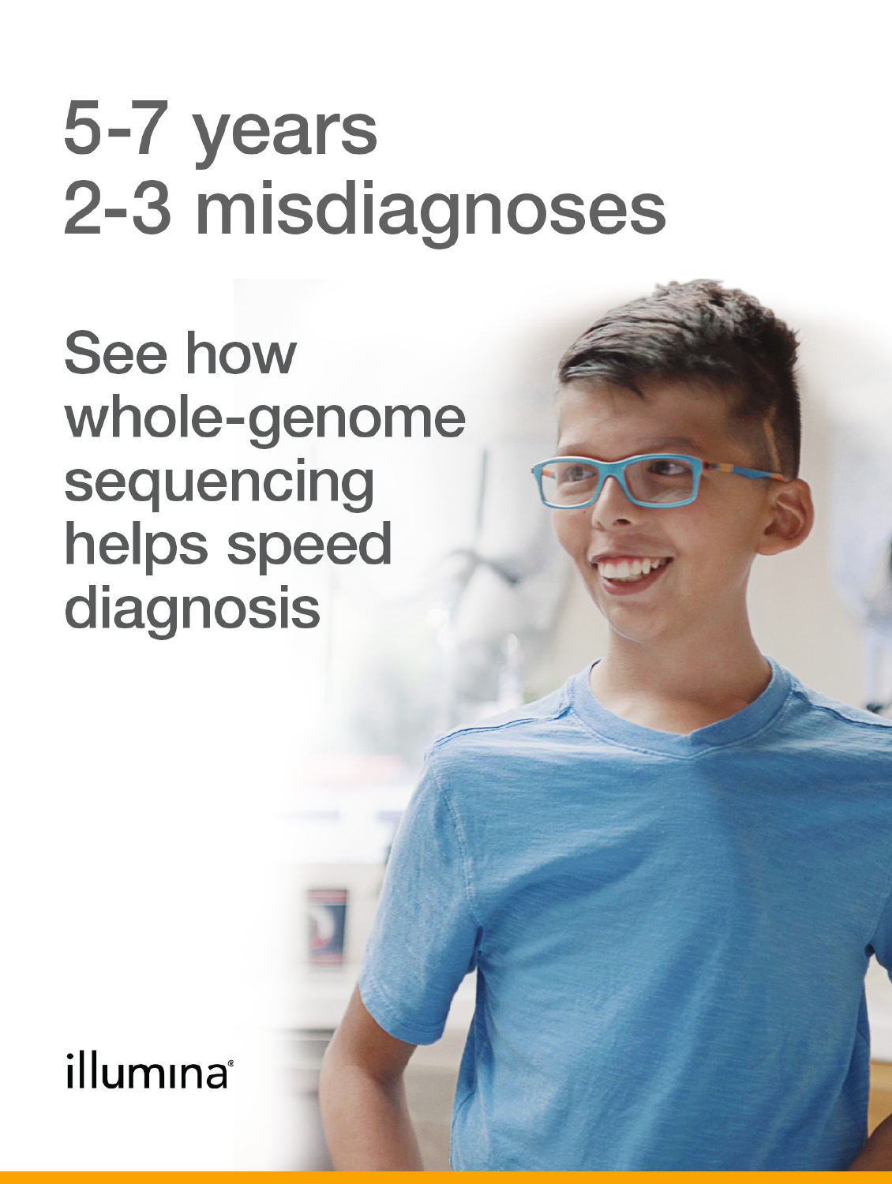# 5-7 years
# 2-3 misdiagnoses

## See how whole-genome sequencing helps speed diagnosis

illumina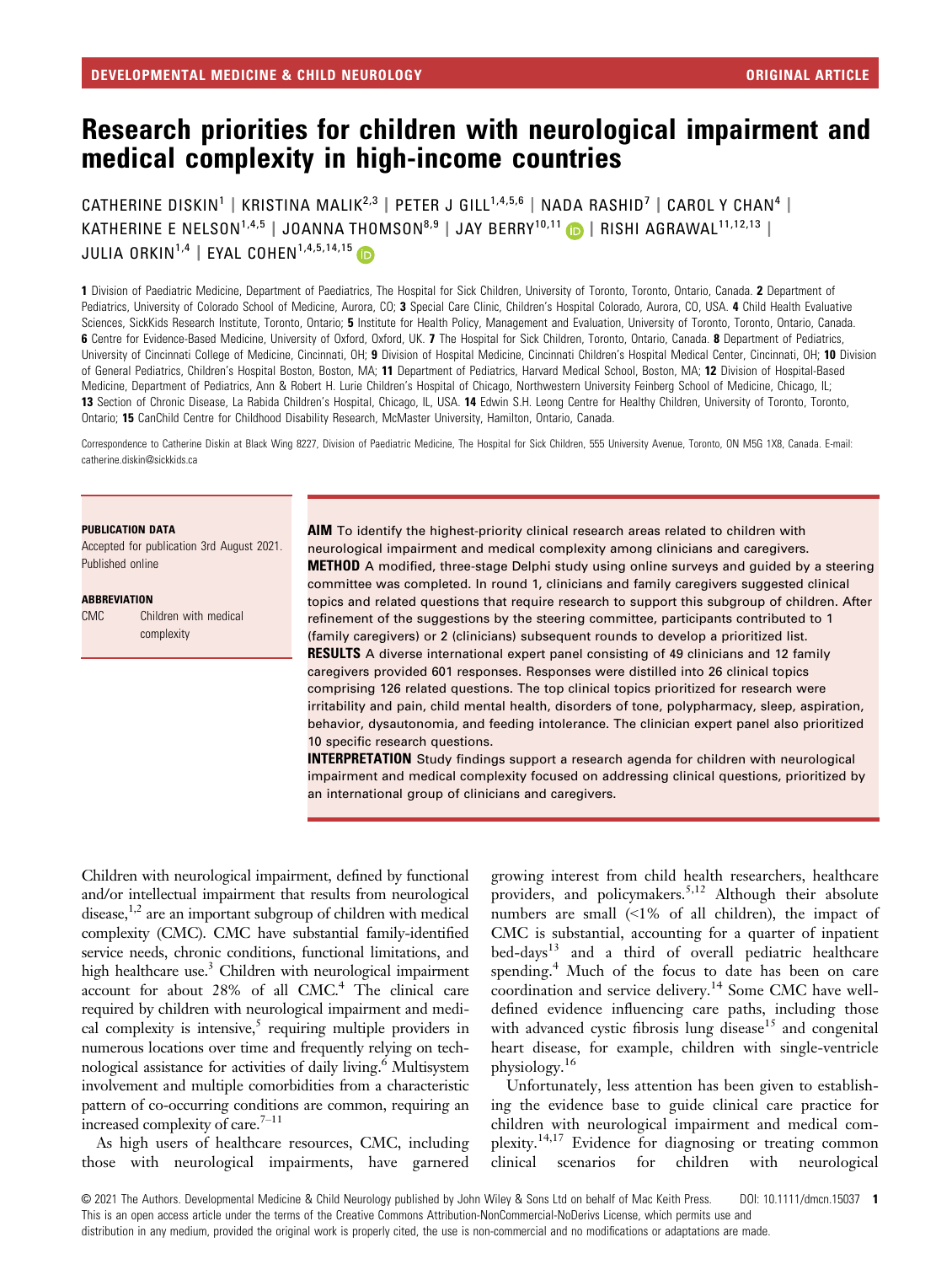# Research priorities for children with neurological impairment and medical complexity in high-income countries

CATHERINE DISKIN[1] | KRISTINA MALIK[2,3] | PETER J GILL[1,4,5,6] | NADA RASHID[7] | CAROL Y CHAN[4] | KATHERINE E NELSON[1,4,5] | JOANNA THOMSON[8,9] | JAY BERRY[10,11] | RISHI AGRAWAL[11,12,13] | JULIA ORKIN[1,4] | EYAL COHEN[1,4,5,14,15]

**1** Division of Paediatric Medicine, Department of Paediatrics, The Hospital for Sick Children, University of Toronto, Toronto, Ontario, Canada. **2** Department of Pediatrics, University of Colorado School of Medicine, Aurora, CO; **3** Special Care Clinic, Children's Hospital Colorado, Aurora, CO, USA. **4** Child Health Evaluative Sciences, SickKids Research Institute, Toronto, Ontario; **5** Institute for Health Policy, Management and Evaluation, University of Toronto, Toronto, Ontario, Canada. **6** Centre for Evidence-Based Medicine, University of Oxford, Oxford, UK. **7** The Hospital for Sick Children, Toronto, Ontario, Canada. **8** Department of Pediatrics, University of Cincinnati College of Medicine, Cincinnati, OH; **9** Division of Hospital Medicine, Cincinnati Children's Hospital Medical Center, Cincinnati, OH; **10** Division of General Pediatrics, Children's Hospital Boston, Boston, MA; **11** Department of Pediatrics, Harvard Medical School, Boston, MA; **12** Division of Hospital-Based Medicine, Department of Pediatrics, Ann & Robert H. Lurie Children's Hospital of Chicago, Northwestern University Feinberg School of Medicine, Chicago, IL; **13** Section of Chronic Disease, La Rabida Children's Hospital, Chicago, IL, USA. **14** Edwin S.H. Leong Centre for Healthy Children, University of Toronto, Toronto, Ontario; **15** CanChild Centre for Childhood Disability Research, McMaster University, Hamilton, Ontario, Canada.

Correspondence to Catherine Diskin at Black Wing 8227, Division of Paediatric Medicine, The Hospital for Sick Children, 555 University Avenue, Toronto, ON M5G 1X8, Canada. E-mail: catherine.diskin@sickkids.ca

**PUBLICATION DATA**

Accepted for publication 3rd August 2021.
Published online

**ABBREVIATION**

| | |
|---|---|
| CMC | Children with medical complexity |

**AIM** To identify the highest-priority clinical research areas related to children with neurological impairment and medical complexity among clinicians and caregivers.

**METHOD** A modified, three-stage Delphi study using online surveys and guided by a steering committee was completed. In round 1, clinicians and family caregivers suggested clinical topics and related questions that require research to support this subgroup of children. After refinement of the suggestions by the steering committee, participants contributed to 1 (family caregivers) or 2 (clinicians) subsequent rounds to develop a prioritized list.

**RESULTS** A diverse international expert panel consisting of 49 clinicians and 12 family caregivers provided 601 responses. Responses were distilled into 26 clinical topics comprising 126 related questions. The top clinical topics prioritized for research were irritability and pain, child mental health, disorders of tone, polypharmacy, sleep, aspiration, behavior, dysautonomia, and feeding intolerance. The clinician expert panel also prioritized 10 specific research questions.

**INTERPRETATION** Study findings support a research agenda for children with neurological impairment and medical complexity focused on addressing clinical questions, prioritized by an international group of clinicians and caregivers.

Children with neurological impairment, defined by functional and/or intellectual impairment that results from neurological disease,[1,2] are an important subgroup of children with medical complexity (CMC). CMC have substantial family-identified service needs, chronic conditions, functional limitations, and high healthcare use.[3] Children with neurological impairment account for about 28% of all CMC.[4] The clinical care required by children with neurological impairment and medical complexity is intensive,[5] requiring multiple providers in numerous locations over time and frequently relying on technological assistance for activities of daily living.[6] Multisystem involvement and multiple comorbidities from a characteristic pattern of co-occurring conditions are common, requiring an increased complexity of care.[7–11]

As high users of healthcare resources, CMC, including those with neurological impairments, have garnered growing interest from child health researchers, healthcare providers, and policymakers.[5,12] Although their absolute numbers are small (<1% of all children), the impact of CMC is substantial, accounting for a quarter of inpatient bed-days[13] and a third of overall pediatric healthcare spending.[4] Much of the focus to date has been on care coordination and service delivery.[14] Some CMC have well-defined evidence influencing care paths, including those with advanced cystic fibrosis lung disease[15] and congenital heart disease, for example, children with single-ventricle physiology.[16]

Unfortunately, less attention has been given to establishing the evidence base to guide clinical care practice for children with neurological impairment and medical complexity.[14,17] Evidence for diagnosing or treating common clinical scenarios for children with neurological

© 2021 The Authors. Developmental Medicine & Child Neurology published by John Wiley & Sons Ltd on behalf of Mac Keith Press. DOI: 10.1111/dmcn.15037
This is an open access article under the terms of the Creative Commons Attribution-NonCommercial-NoDerivs License, which permits use and distribution in any medium, provided the original work is properly cited, the use is non-commercial and no modifications or adaptations are made.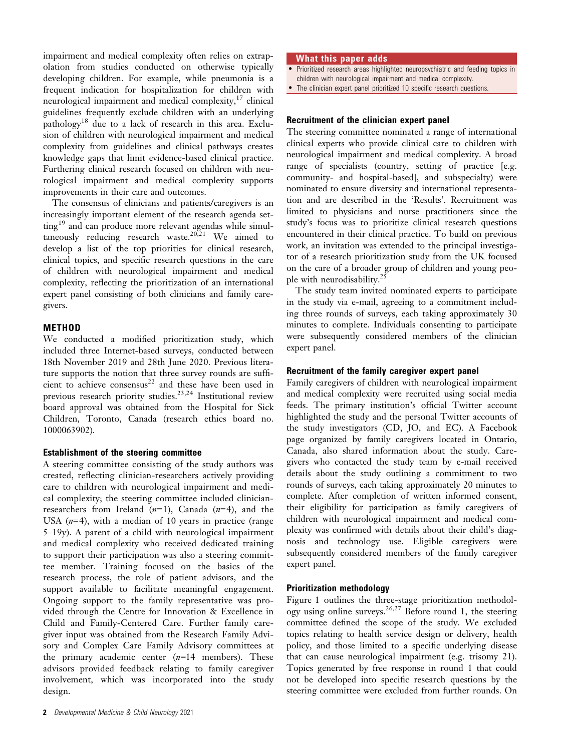impairment and medical complexity often relies on extrapolation from studies conducted on otherwise typically developing children. For example, while pneumonia is a frequent indication for hospitalization for children with neurological impairment and medical complexity,[17] clinical guidelines frequently exclude children with an underlying pathology[18] due to a lack of research in this area. Exclusion of children with neurological impairment and medical complexity from guidelines and clinical pathways creates knowledge gaps that limit evidence-based clinical practice. Furthering clinical research focused on children with neurological impairment and medical complexity supports improvements in their care and outcomes.

The consensus of clinicians and patients/caregivers is an increasingly important element of the research agenda setting[19] and can produce more relevant agendas while simultaneously reducing research waste.[20,21] We aimed to develop a list of the top priorities for clinical research, clinical topics, and specific research questions in the care of children with neurological impairment and medical complexity, reflecting the prioritization of an international expert panel consisting of both clinicians and family caregivers.

## METHOD

We conducted a modified prioritization study, which included three Internet-based surveys, conducted between 18th November 2019 and 28th June 2020. Previous literature supports the notion that three survey rounds are sufficient to achieve consensus[22] and these have been used in previous research priority studies.[23,24] Institutional review board approval was obtained from the Hospital for Sick Children, Toronto, Canada (research ethics board no. 1000063902).

### Establishment of the steering committee

A steering committee consisting of the study authors was created, reflecting clinician-researchers actively providing care to children with neurological impairment and medical complexity; the steering committee included clinician-researchers from Ireland ($n$=1), Canada ($n$=4), and the USA ($n$=4), with a median of 10 years in practice (range 5–19y). A parent of a child with neurological impairment and medical complexity who received dedicated training to support their participation was also a steering committee member. Training focused on the basics of the research process, the role of patient advisors, and the support available to facilitate meaningful engagement. Ongoing support to the family representative was provided through the Centre for Innovation & Excellence in Child and Family-Centered Care. Further family caregiver input was obtained from the Research Family Advisory and Complex Care Family Advisory committees at the primary academic center ($n$=14 members). These advisors provided feedback relating to family caregiver involvement, which was incorporated into the study design.

**What this paper adds**

- Prioritized research areas highlighted neuropsychiatric and feeding topics in children with neurological impairment and medical complexity.
- The clinician expert panel prioritized 10 specific research questions.

### Recruitment of the clinician expert panel

The steering committee nominated a range of international clinical experts who provide clinical care to children with neurological impairment and medical complexity. A broad range of specialists (country, setting of practice [e.g. community- and hospital-based], and subspecialty) were nominated to ensure diversity and international representation and are described in the 'Results'. Recruitment was limited to physicians and nurse practitioners since the study's focus was to prioritize clinical research questions encountered in their clinical practice. To build on previous work, an invitation was extended to the principal investigator of a research prioritization study from the UK focused on the care of a broader group of children and young people with neurodisability.[25]

The study team invited nominated experts to participate in the study via e-mail, agreeing to a commitment including three rounds of surveys, each taking approximately 30 minutes to complete. Individuals consenting to participate were subsequently considered members of the clinician expert panel.

### Recruitment of the family caregiver expert panel

Family caregivers of children with neurological impairment and medical complexity were recruited using social media feeds. The primary institution's official Twitter account highlighted the study and the personal Twitter accounts of the study investigators (CD, JO, and EC). A Facebook page organized by family caregivers located in Ontario, Canada, also shared information about the study. Caregivers who contacted the study team by e-mail received details about the study outlining a commitment to two rounds of surveys, each taking approximately 20 minutes to complete. After completion of written informed consent, their eligibility for participation as family caregivers of children with neurological impairment and medical complexity was confirmed with details about their child's diagnosis and technology use. Eligible caregivers were subsequently considered members of the family caregiver expert panel.

### Prioritization methodology

Figure 1 outlines the three-stage prioritization methodology using online surveys.[26,27] Before round 1, the steering committee defined the scope of the study. We excluded topics relating to health service design or delivery, health policy, and those limited to a specific underlying disease that can cause neurological impairment (e.g. trisomy 21). Topics generated by free response in round 1 that could not be developed into specific research questions by the steering committee were excluded from further rounds. On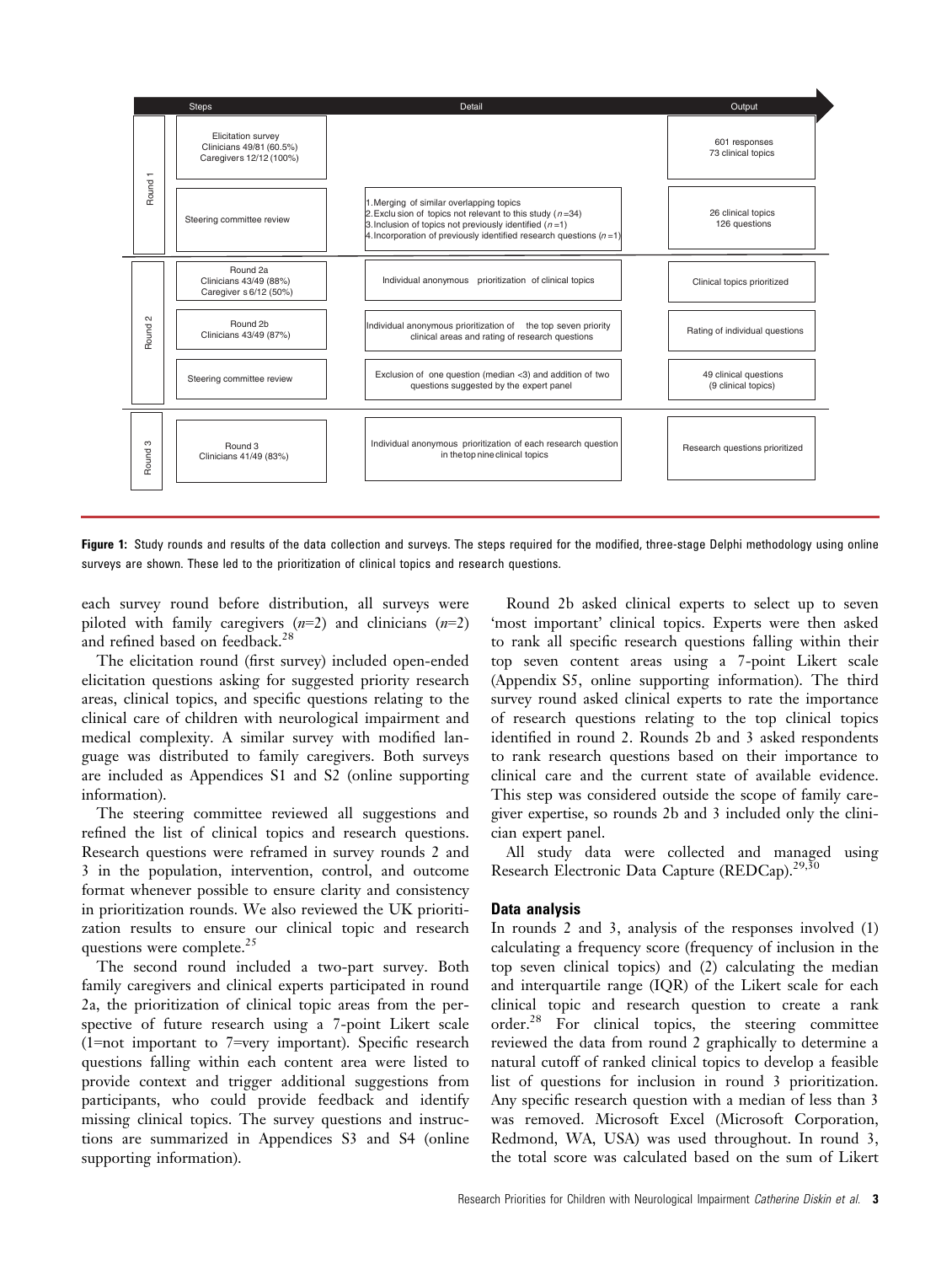| | Steps | Detail | Output |
|---|---|---|---|
| Round 1 | Elicitation survey Clinicians 49/81 (60.5%) Caregivers 12/12 (100%) | | 601 responses 73 clinical topics |
| | Steering committee review | 1. Merging of similar overlapping topics 2. Exclusion of topics not relevant to this study ($n$ =34) 3. Inclusion of topics not previously identified ($n$ =1) 4. Incorporation of previously identified research questions ($n$ =1) | 26 clinical topics 126 questions |
| Round 2 | Round 2a Clinicians 43/49 (88%) Caregivers 6/12 (50%) | Individual anonymous prioritization of clinical topics | Clinical topics prioritized |
| | Round 2b Clinicians 43/49 (87%) | Individual anonymous prioritization of the top seven priority clinical areas and rating of research questions | Rating of individual questions |
| | Steering committee review | Exclusion of one question (median <3) and addition of two questions suggested by the expert panel | 49 clinical questions (9 clinical topics) |
| Round 3 | Round 3 Clinicians 41/49 (83%) | Individual anonymous prioritization of each research question in the top nine clinical topics | Research questions prioritized |

**Figure 1:** Study rounds and results of the data collection and surveys. The steps required for the modified, three-stage Delphi methodology using online surveys are shown. These led to the prioritization of clinical topics and research questions.

each survey round before distribution, all surveys were piloted with family caregivers ($n$=2) and clinicians ($n$=2) and refined based on feedback.[28]

The elicitation round (first survey) included open-ended elicitation questions asking for suggested priority research areas, clinical topics, and specific questions relating to the clinical care of children with neurological impairment and medical complexity. A similar survey with modified language was distributed to family caregivers. Both surveys are included as Appendices S1 and S2 (online supporting information).

The steering committee reviewed all suggestions and refined the list of clinical topics and research questions. Research questions were reframed in survey rounds 2 and 3 in the population, intervention, control, and outcome format whenever possible to ensure clarity and consistency in prioritization rounds. We also reviewed the UK prioritization results to ensure our clinical topic and research questions were complete.[25]

The second round included a two-part survey. Both family caregivers and clinical experts participated in round 2a, the prioritization of clinical topic areas from the perspective of future research using a 7-point Likert scale (1=not important to 7=very important). Specific research questions falling within each content area were listed to provide context and trigger additional suggestions from participants, who could provide feedback and identify missing clinical topics. The survey questions and instructions are summarized in Appendices S3 and S4 (online supporting information).

Round 2b asked clinical experts to select up to seven 'most important' clinical topics. Experts were then asked to rank all specific research questions falling within their top seven content areas using a 7-point Likert scale (Appendix S5, online supporting information). The third survey round asked clinical experts to rate the importance of research questions relating to the top clinical topics identified in round 2. Rounds 2b and 3 asked respondents to rank research questions based on their importance to clinical care and the current state of available evidence. This step was considered outside the scope of family caregiver expertise, so rounds 2b and 3 included only the clinician expert panel.

All study data were collected and managed using Research Electronic Data Capture (REDCap).[29,30]

### Data analysis

In rounds 2 and 3, analysis of the responses involved (1) calculating a frequency score (frequency of inclusion in the top seven clinical topics) and (2) calculating the median and interquartile range (IQR) of the Likert scale for each clinical topic and research question to create a rank order.[28] For clinical topics, the steering committee reviewed the data from round 2 graphically to determine a natural cutoff of ranked clinical topics to develop a feasible list of questions for inclusion in round 3 prioritization. Any specific research question with a median of less than 3 was removed. Microsoft Excel (Microsoft Corporation, Redmond, WA, USA) was used throughout. In round 3, the total score was calculated based on the sum of Likert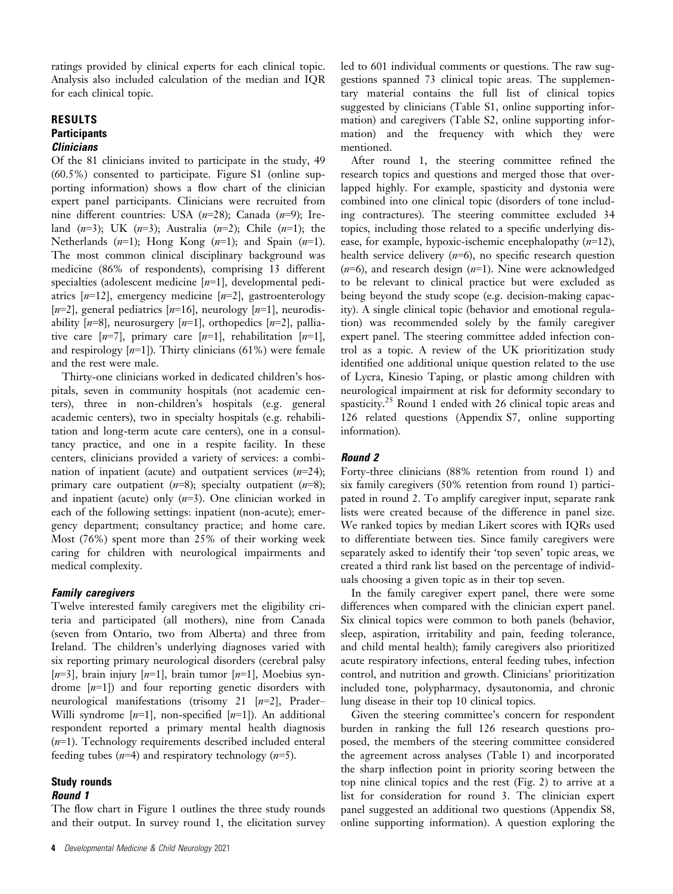ratings provided by clinical experts for each clinical topic. Analysis also included calculation of the median and IQR for each clinical topic.

## RESULTS

### Participants

#### *Clinicians*

Of the 81 clinicians invited to participate in the study, 49 (60.5%) consented to participate. Figure S1 (online supporting information) shows a flow chart of the clinician expert panel participants. Clinicians were recruited from nine different countries: USA (*n*=28); Canada (*n*=9); Ireland (*n*=3); UK (*n*=3); Australia (*n*=2); Chile (*n*=1); the Netherlands (*n*=1); Hong Kong (*n*=1); and Spain (*n*=1). The most common clinical disciplinary background was medicine (86% of respondents), comprising 13 different specialties (adolescent medicine [*n*=1], developmental pediatrics [*n*=12], emergency medicine [*n*=2], gastroenterology [*n*=2], general pediatrics [*n*=16], neurology [*n*=1], neurodisability [*n*=8], neurosurgery [*n*=1], orthopedics [*n*=2], palliative care [*n*=7], primary care [*n*=1], rehabilitation [*n*=1], and respirology [*n*=1]). Thirty clinicians (61%) were female and the rest were male.

Thirty-one clinicians worked in dedicated children's hospitals, seven in community hospitals (not academic centers), three in non-children's hospitals (e.g. general academic centers), two in specialty hospitals (e.g. rehabilitation and long-term acute care centers), one in a consultancy practice, and one in a respite facility. In these centers, clinicians provided a variety of services: a combination of inpatient (acute) and outpatient services (*n*=24); primary care outpatient (*n*=8); specialty outpatient (*n*=8); and inpatient (acute) only (*n*=3). One clinician worked in each of the following settings: inpatient (non-acute); emergency department; consultancy practice; and home care. Most (76%) spent more than 25% of their working week caring for children with neurological impairments and medical complexity.

#### *Family caregivers*

Twelve interested family caregivers met the eligibility criteria and participated (all mothers), nine from Canada (seven from Ontario, two from Alberta) and three from Ireland. The children's underlying diagnoses varied with six reporting primary neurological disorders (cerebral palsy [*n*=3], brain injury [*n*=1], brain tumor [*n*=1], Moebius syndrome [*n*=1]) and four reporting genetic disorders with neurological manifestations (trisomy 21 [*n*=2], Prader–Willi syndrome [*n*=1], non-specified [*n*=1]). An additional respondent reported a primary mental health diagnosis (*n*=1). Technology requirements described included enteral feeding tubes (*n*=4) and respiratory technology (*n*=5).

### Study rounds

#### *Round 1*

The flow chart in Figure 1 outlines the three study rounds and their output. In survey round 1, the elicitation survey led to 601 individual comments or questions. The raw suggestions spanned 73 clinical topic areas. The supplementary material contains the full list of clinical topics suggested by clinicians (Table S1, online supporting information) and caregivers (Table S2, online supporting information) and the frequency with which they were mentioned.

After round 1, the steering committee refined the research topics and questions and merged those that overlapped highly. For example, spasticity and dystonia were combined into one clinical topic (disorders of tone including contractures). The steering committee excluded 34 topics, including those related to a specific underlying disease, for example, hypoxic-ischemic encephalopathy (*n*=12), health service delivery (*n*=6), no specific research question (*n*=6), and research design (*n*=1). Nine were acknowledged to be relevant to clinical practice but were excluded as being beyond the study scope (e.g. decision-making capacity). A single clinical topic (behavior and emotional regulation) was recommended solely by the family caregiver expert panel. The steering committee added infection control as a topic. A review of the UK prioritization study identified one additional unique question related to the use of Lycra, Kinesio Taping, or plastic among children with neurological impairment at risk for deformity secondary to spasticity.[25] Round 1 ended with 26 clinical topic areas and 126 related questions (Appendix S7, online supporting information).

#### *Round 2*

Forty-three clinicians (88% retention from round 1) and six family caregivers (50% retention from round 1) participated in round 2. To amplify caregiver input, separate rank lists were created because of the difference in panel size. We ranked topics by median Likert scores with IQRs used to differentiate between ties. Since family caregivers were separately asked to identify their 'top seven' topic areas, we created a third rank list based on the percentage of individuals choosing a given topic as in their top seven.

In the family caregiver expert panel, there were some differences when compared with the clinician expert panel. Six clinical topics were common to both panels (behavior, sleep, aspiration, irritability and pain, feeding tolerance, and child mental health); family caregivers also prioritized acute respiratory infections, enteral feeding tubes, infection control, and nutrition and growth. Clinicians' prioritization included tone, polypharmacy, dysautonomia, and chronic lung disease in their top 10 clinical topics.

Given the steering committee's concern for respondent burden in ranking the full 126 research questions proposed, the members of the steering committee considered the agreement across analyses (Table 1) and incorporated the sharp inflection point in priority scoring between the top nine clinical topics and the rest (Fig. 2) to arrive at a list for consideration for round 3. The clinician expert panel suggested an additional two questions (Appendix S8, online supporting information). A question exploring the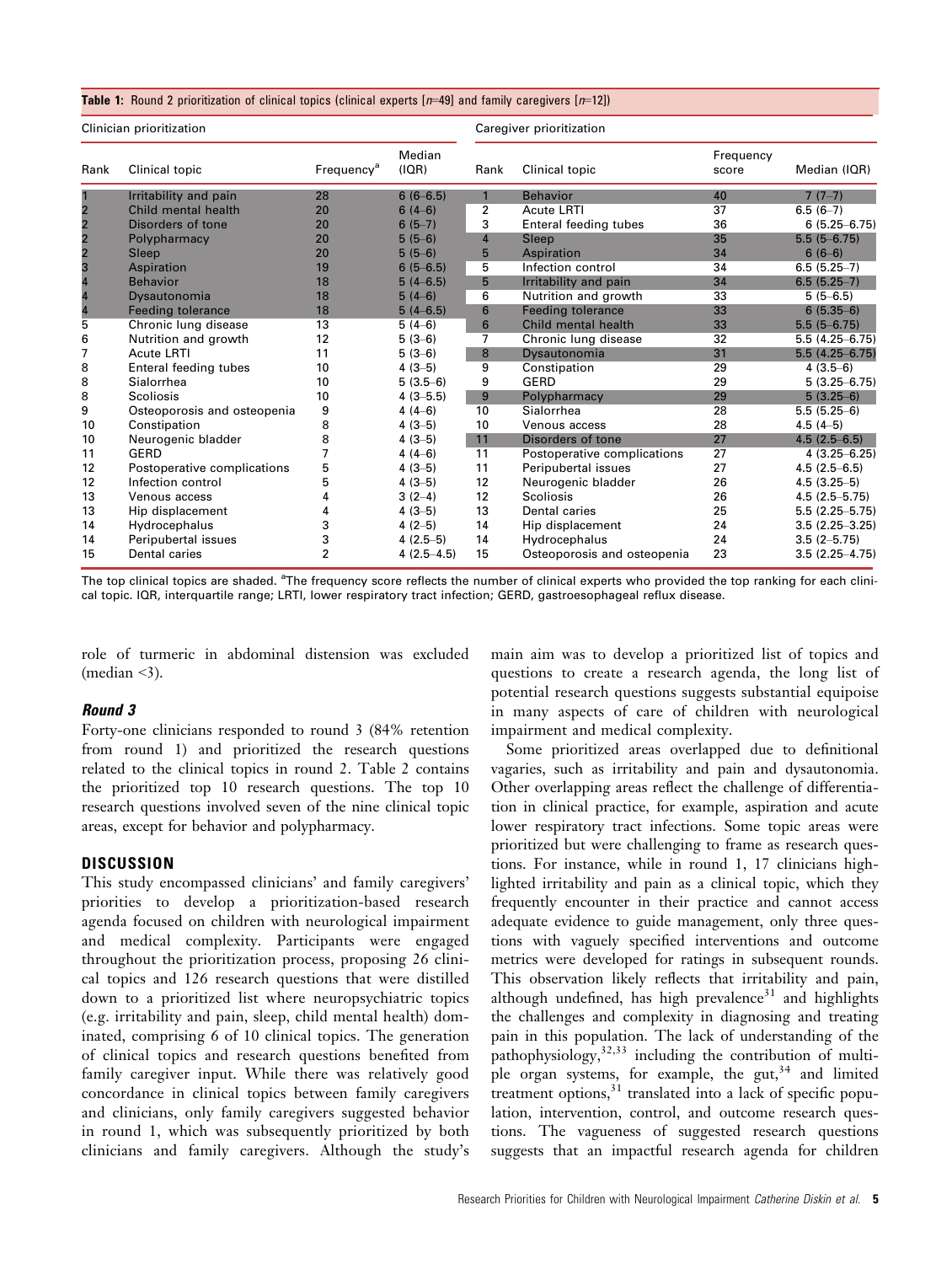**Table 1:** Round 2 prioritization of clinical topics (clinical experts [$n$=49] and family caregivers [$n$=12])

| Clinician prioritization | | | | Caregiver prioritization | | | |
|---|---|---|---|---|---|---|---|
| Rank | Clinical topic | Frequency[a] | Median (IQR) | Rank | Clinical topic | Frequency score | Median (IQR) |
| 1 | Irritability and pain | 28 | 6 (6–6.5) | 1 | Behavior | 40 | 7 (7–7) |
| 2 | Child mental health | 20 | 6 (4–6) | 2 | Acute LRTI | 37 | 6.5 (6–7) |
| 2 | Disorders of tone | 20 | 6 (5–7) | 3 | Enteral feeding tubes | 36 | 6 (5.25–6.75) |
| 2 | Polypharmacy | 20 | 5 (5–6) | 4 | Sleep | 35 | 5.5 (5–6.75) |
| 2 | Sleep | 20 | 5 (5–6) | 5 | Aspiration | 34 | 6 (6–6) |
| 3 | Aspiration | 19 | 6 (5–6.5) | 5 | Infection control | 34 | 6.5 (5.25–7) |
| 4 | Behavior | 18 | 5 (4–6.5) | 5 | Irritability and pain | 34 | 6.5 (5.25–7) |
| 4 | Dysautonomia | 18 | 5 (4–6) | 6 | Nutrition and growth | 33 | 5 (5–6.5) |
| 4 | Feeding tolerance | 18 | 5 (4–6.5) | 6 | Feeding tolerance | 33 | 6 (5.35–6) |
| 5 | Chronic lung disease | 13 | 5 (4–6) | 6 | Child mental health | 33 | 5.5 (5–6.75) |
| 6 | Nutrition and growth | 12 | 5 (3–6) | 7 | Chronic lung disease | 32 | 5.5 (4.25–6.75) |
| 7 | Acute LRTI | 11 | 5 (3–6) | 8 | Dysautonomia | 31 | 5.5 (4.25–6.75) |
| 8 | Enteral feeding tubes | 10 | 4 (3–5) | 9 | Constipation | 29 | 4 (3.5–6) |
| 8 | Sialorrhea | 10 | 5 (3.5–6) | 9 | GERD | 29 | 5 (3.25–6.75) |
| 8 | Scoliosis | 10 | 4 (3–5.5) | 9 | Polypharmacy | 29 | 5 (3.25–6) |
| 9 | Osteoporosis and osteopenia | 9 | 4 (4–6) | 10 | Sialorrhea | 28 | 5.5 (5.25–6) |
| 10 | Constipation | 8 | 4 (3–5) | 10 | Venous access | 28 | 4.5 (4–5) |
| 10 | Neurogenic bladder | 8 | 4 (3–5) | 11 | Disorders of tone | 27 | 4.5 (2.5–6.5) |
| 11 | GERD | 7 | 4 (4–6) | 11 | Postoperative complications | 27 | 4 (3.25–6.25) |
| 12 | Postoperative complications | 5 | 4 (3–5) | 11 | Peripubertal issues | 27 | 4.5 (2.5–6.5) |
| 12 | Infection control | 5 | 4 (3–5) | 12 | Neurogenic bladder | 26 | 4.5 (3.25–5) |
| 13 | Venous access | 4 | 3 (2–4) | 12 | Scoliosis | 26 | 4.5 (2.5–5.75) |
| 13 | Hip displacement | 4 | 4 (3–5) | 13 | Dental caries | 25 | 5.5 (2.25–5.75) |
| 14 | Hydrocephalus | 3 | 4 (2–5) | 14 | Hip displacement | 24 | 3.5 (2.25–3.25) |
| 14 | Peripubertal issues | 3 | 4 (2.5–5) | 14 | Hydrocephalus | 24 | 3.5 (2–5.75) |
| 15 | Dental caries | 2 | 4 (2.5–4.5) | 15 | Osteoporosis and osteopenia | 23 | 3.5 (2.25–4.75) |

The top clinical topics are shaded. [a]The frequency score reflects the number of clinical experts who provided the top ranking for each clinical topic. IQR, interquartile range; LRTI, lower respiratory tract infection; GERD, gastroesophageal reflux disease.

role of turmeric in abdominal distension was excluded (median <3).

### Round 3

Forty-one clinicians responded to round 3 (84% retention from round 1) and prioritized the research questions related to the clinical topics in round 2. Table 2 contains the prioritized top 10 research questions. The top 10 research questions involved seven of the nine clinical topic areas, except for behavior and polypharmacy.

## DISCUSSION

This study encompassed clinicians' and family caregivers' priorities to develop a prioritization-based research agenda focused on children with neurological impairment and medical complexity. Participants were engaged throughout the prioritization process, proposing 26 clinical topics and 126 research questions that were distilled down to a prioritized list where neuropsychiatric topics (e.g. irritability and pain, sleep, child mental health) dominated, comprising 6 of 10 clinical topics. The generation of clinical topics and research questions benefited from family caregiver input. While there was relatively good concordance in clinical topics between family caregivers and clinicians, only family caregivers suggested behavior in round 1, which was subsequently prioritized by both clinicians and family caregivers. Although the study's main aim was to develop a prioritized list of topics and questions to create a research agenda, the long list of potential research questions suggests substantial equipoise in many aspects of care of children with neurological impairment and medical complexity.

Some prioritized areas overlapped due to definitional vagaries, such as irritability and pain and dysautonomia. Other overlapping areas reflect the challenge of differentiation in clinical practice, for example, aspiration and acute lower respiratory tract infections. Some topic areas were prioritized but were challenging to frame as research questions. For instance, while in round 1, 17 clinicians highlighted irritability and pain as a clinical topic, which they frequently encounter in their practice and cannot access adequate evidence to guide management, only three questions with vaguely specified interventions and outcome metrics were developed for ratings in subsequent rounds. This observation likely reflects that irritability and pain, although undefined, has high prevalence[31] and highlights the challenges and complexity in diagnosing and treating pain in this population. The lack of understanding of the pathophysiology,[32,33] including the contribution of multiple organ systems, for example, the gut,[34] and limited treatment options,[31] translated into a lack of specific population, intervention, control, and outcome research questions. The vagueness of suggested research questions suggests that an impactful research agenda for children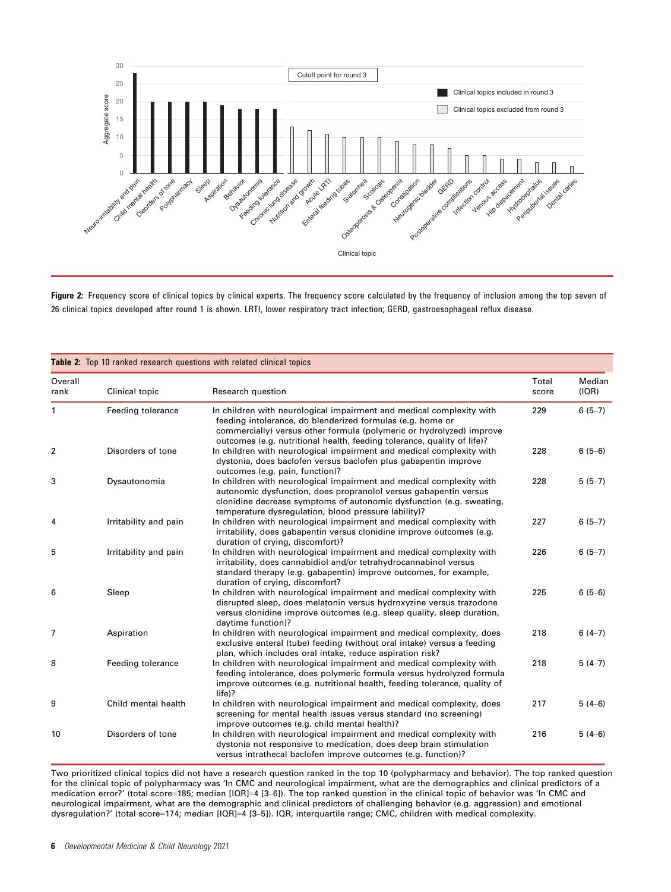Figure 2: Frequency score of clinical topics by clinical experts. The frequency score calculated by the frequency of inclusion among the top seven of 26 clinical topics developed after round 1 is shown. LRTI, lower respiratory tract infection; GERD, gastroesophageal reflux disease.

**Table 2:** Top 10 ranked research questions with related clinical topics

| Overall rank | Clinical topic | Research question | Total score | Median (IQR) |
|---|---|---|---|---|
| 1 | Feeding tolerance | In children with neurological impairment and medical complexity with feeding intolerance, do blenderized formulas (e.g. home or commercially) versus other formula (polymeric or hydrolyzed) improve outcomes (e.g. nutritional health, feeding tolerance, quality of life)? | 229 | 6 (5–7) |
| 2 | Disorders of tone | In children with neurological impairment and medical complexity with dystonia, does baclofen versus baclofen plus gabapentin improve outcomes (e.g. pain, function)? | 228 | 6 (5–6) |
| 3 | Dysautonomia | In children with neurological impairment and medical complexity with autonomic dysfunction, does propranolol versus gabapentin versus clonidine decrease symptoms of autonomic dysfunction (e.g. sweating, temperature dysregulation, blood pressure lability)? | 228 | 5 (5–7) |
| 4 | Irritability and pain | In children with neurological impairment and medical complexity with irritability, does gabapentin versus clonidine improve outcomes (e.g. duration of crying, discomfort)? | 227 | 6 (5–7) |
| 5 | Irritability and pain | In children with neurological impairment and medical complexity with irritability, does cannabidiol and/or tetrahydrocannabinol versus standard therapy (e.g. gabapentin) improve outcomes, for example, duration of crying, discomfort? | 226 | 6 (5–7) |
| 6 | Sleep | In children with neurological impairment and medical complexity with disrupted sleep, does melatonin versus hydroxyzine versus trazodone versus clonidine improve outcomes (e.g. sleep quality, sleep duration, daytime function)? | 225 | 6 (5–6) |
| 7 | Aspiration | In children with neurological impairment and medical complexity, does exclusive enteral (tube) feeding (without oral intake) versus a feeding plan, which includes oral intake, reduce aspiration risk? | 218 | 6 (4–7) |
| 8 | Feeding tolerance | In children with neurological impairment and medical complexity with feeding intolerance, does polymeric formula versus hydrolyzed formula improve outcomes (e.g. nutritional health, feeding tolerance, quality of life)? | 218 | 5 (4–7) |
| 9 | Child mental health | In children with neurological impairment and medical complexity, does screening for mental health issues versus standard (no screening) improve outcomes (e.g. child mental health)? | 217 | 5 (4–6) |
| 10 | Disorders of tone | In children with neurological impairment and medical complexity with dystonia not responsive to medication, does deep brain stimulation versus intrathecal baclofen improve outcomes (e.g. function)? | 216 | 5 (4–6) |

Two prioritized clinical topics did not have a research question ranked in the top 10 (polypharmacy and behavior). The top ranked question for the clinical topic of polypharmacy was 'In CMC and neurological impairment, what are the demographics and clinical predictors of a medication error?' (total score=185; median [IQR]=4 [3–6]). The top ranked question in the clinical topic of behavior was 'In CMC and neurological impairment, what are the demographic and clinical predictors of challenging behavior (e.g. aggression) and emotional dysregulation?' (total score=174; median [IQR]=4 [3–5]). IQR, interquartile range; CMC, children with medical complexity.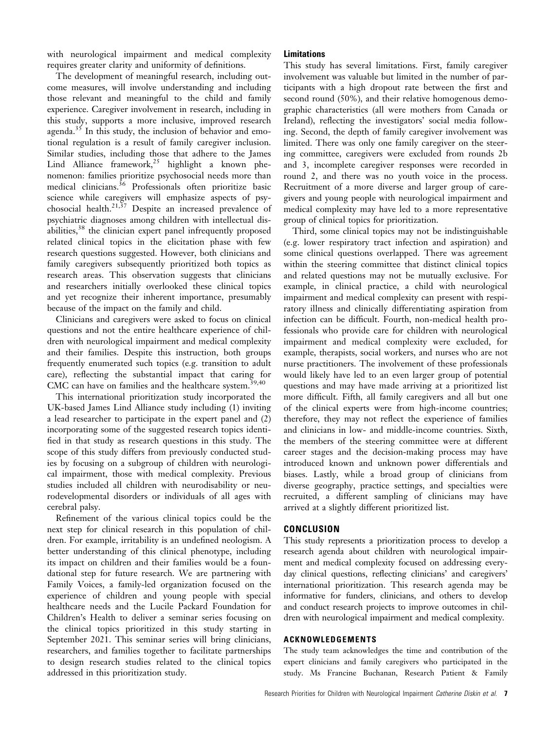with neurological impairment and medical complexity requires greater clarity and uniformity of definitions.

The development of meaningful research, including outcome measures, will involve understanding and including those relevant and meaningful to the child and family experience. Caregiver involvement in research, including in this study, supports a more inclusive, improved research agenda.[35] In this study, the inclusion of behavior and emotional regulation is a result of family caregiver inclusion. Similar studies, including those that adhere to the James Lind Alliance framework,[25] highlight a known phenomenon: families prioritize psychosocial needs more than medical clinicians.[36] Professionals often prioritize basic science while caregivers will emphasize aspects of psychosocial health.[21,37] Despite an increased prevalence of psychiatric diagnoses among children with intellectual disabilities,[38] the clinician expert panel infrequently proposed related clinical topics in the elicitation phase with few research questions suggested. However, both clinicians and family caregivers subsequently prioritized both topics as research areas. This observation suggests that clinicians and researchers initially overlooked these clinical topics and yet recognize their inherent importance, presumably because of the impact on the family and child.

Clinicians and caregivers were asked to focus on clinical questions and not the entire healthcare experience of children with neurological impairment and medical complexity and their families. Despite this instruction, both groups frequently enumerated such topics (e.g. transition to adult care), reflecting the substantial impact that caring for CMC can have on families and the healthcare system.[39,40]

This international prioritization study incorporated the UK-based James Lind Alliance study including (1) inviting a lead researcher to participate in the expert panel and (2) incorporating some of the suggested research topics identified in that study as research questions in this study. The scope of this study differs from previously conducted studies by focusing on a subgroup of children with neurological impairment, those with medical complexity. Previous studies included all children with neurodisability or neurodevelopmental disorders or individuals of all ages with cerebral palsy.

Refinement of the various clinical topics could be the next step for clinical research in this population of children. For example, irritability is an undefined neologism. A better understanding of this clinical phenotype, including its impact on children and their families would be a foundational step for future research. We are partnering with Family Voices, a family-led organization focused on the experience of children and young people with special healthcare needs and the Lucile Packard Foundation for Children's Health to deliver a seminar series focusing on the clinical topics prioritized in this study starting in September 2021. This seminar series will bring clinicians, researchers, and families together to facilitate partnerships to design research studies related to the clinical topics addressed in this prioritization study.

### Limitations

This study has several limitations. First, family caregiver involvement was valuable but limited in the number of participants with a high dropout rate between the first and second round (50%), and their relative homogenous demographic characteristics (all were mothers from Canada or Ireland), reflecting the investigators' social media following. Second, the depth of family caregiver involvement was limited. There was only one family caregiver on the steering committee, caregivers were excluded from rounds 2b and 3, incomplete caregiver responses were recorded in round 2, and there was no youth voice in the process. Recruitment of a more diverse and larger group of caregivers and young people with neurological impairment and medical complexity may have led to a more representative group of clinical topics for prioritization.

Third, some clinical topics may not be indistinguishable (e.g. lower respiratory tract infection and aspiration) and some clinical questions overlapped. There was agreement within the steering committee that distinct clinical topics and related questions may not be mutually exclusive. For example, in clinical practice, a child with neurological impairment and medical complexity can present with respiratory illness and clinically differentiating aspiration from infection can be difficult. Fourth, non-medical health professionals who provide care for children with neurological impairment and medical complexity were excluded, for example, therapists, social workers, and nurses who are not nurse practitioners. The involvement of these professionals would likely have led to an even larger group of potential questions and may have made arriving at a prioritized list more difficult. Fifth, all family caregivers and all but one of the clinical experts were from high-income countries; therefore, they may not reflect the experience of families and clinicians in low- and middle-income countries. Sixth, the members of the steering committee were at different career stages and the decision-making process may have introduced known and unknown power differentials and biases. Lastly, while a broad group of clinicians from diverse geography, practice settings, and specialties were recruited, a different sampling of clinicians may have arrived at a slightly different prioritized list.

## CONCLUSION

This study represents a prioritization process to develop a research agenda about children with neurological impairment and medical complexity focused on addressing everyday clinical questions, reflecting clinicians' and caregivers' international prioritization. This research agenda may be informative for funders, clinicians, and others to develop and conduct research projects to improve outcomes in children with neurological impairment and medical complexity.

## ACKNOWLEDGEMENTS

The study team acknowledges the time and contribution of the expert clinicians and family caregivers who participated in the study. Ms Francine Buchanan, Research Patient & Family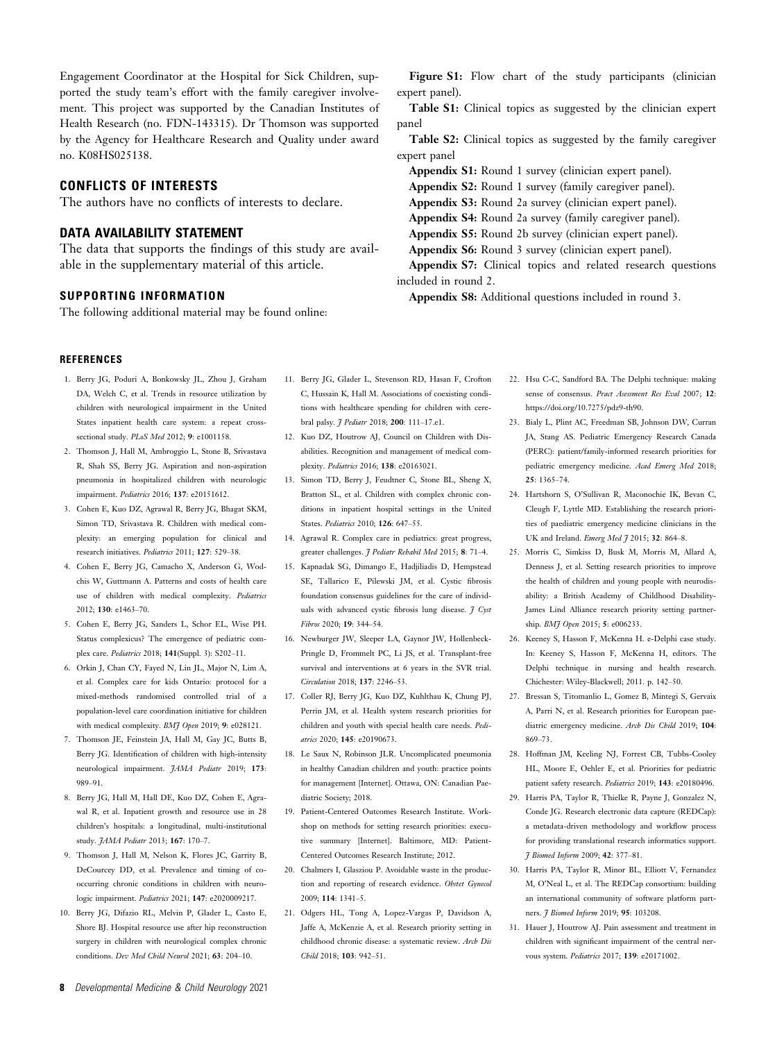Engagement Coordinator at the Hospital for Sick Children, supported the study team's effort with the family caregiver involvement. This project was supported by the Canadian Institutes of Health Research (no. FDN-143315). Dr Thomson was supported by the Agency for Healthcare Research and Quality under award no. K08HS025138.

## CONFLICTS OF INTERESTS

The authors have no conflicts of interests to declare.

## DATA AVAILABILITY STATEMENT

The data that supports the findings of this study are available in the supplementary material of this article.

## SUPPORTING INFORMATION

The following additional material may be found online:

**Figure S1:** Flow chart of the study participants (clinician expert panel).

**Table S1:** Clinical topics as suggested by the clinician expert panel

**Table S2:** Clinical topics as suggested by the family caregiver expert panel

**Appendix S1:** Round 1 survey (clinician expert panel).

**Appendix S2:** Round 1 survey (family caregiver panel).

**Appendix S3:** Round 2a survey (clinician expert panel).

**Appendix S4:** Round 2a survey (family caregiver panel).

**Appendix S5:** Round 2b survey (clinician expert panel).

**Appendix S6:** Round 3 survey (clinician expert panel).

**Appendix S7:** Clinical topics and related research questions included in round 2.

**Appendix S8:** Additional questions included in round 3.

## REFERENCES

1. Berry JG, Poduri A, Bonkowsky JL, Zhou J, Graham DA, Welch C, et al. Trends in resource utilization by children with neurological impairment in the United States inpatient health care system: a repeat cross-sectional study. *PLoS Med* 2012; **9**: e1001158.
2. Thomson J, Hall M, Ambroggio L, Stone B, Srivastava R, Shah SS, Berry JG. Aspiration and non-aspiration pneumonia in hospitalized children with neurologic impairment. *Pediatrics* 2016; **137**: e20151612.
3. Cohen E, Kuo DZ, Agrawal R, Berry JG, Bhagat SKM, Simon TD, Srivastava R. Children with medical complexity: an emerging population for clinical and research initiatives. *Pediatrics* 2011; **127**: 529–38.
4. Cohen E, Berry JG, Camacho X, Anderson G, Wodchis W, Guttmann A. Patterns and costs of health care use of children with medical complexity. *Pediatrics* 2012; **130**: e1463–70.
5. Cohen E, Berry JG, Sanders L, Schor EL, Wise PH. Status complexicus? The emergence of pediatric complex care. *Pediatrics* 2018; **141**(Suppl. 3): S202–11.
6. Orkin J, Chan CY, Fayed N, Lin JL, Major N, Lim A, et al. Complex care for kids Ontario: protocol for a mixed-methods randomised controlled trial of a population-level care coordination initiative for children with medical complexity. *BMJ Open* 2019; **9**: e028121.
7. Thomson JE, Feinstein JA, Hall M, Gay JC, Butts B, Berry JG. Identification of children with high-intensity neurological impairment. *JAMA Pediatr* 2019; **173**: 989–91.
8. Berry JG, Hall M, Hall DE, Kuo DZ, Cohen E, Agrawal R, et al. Inpatient growth and resource use in 28 children's hospitals: a longitudinal, multi-institutional study. *JAMA Pediatr* 2013; **167**: 170–7.
9. Thomson J, Hall M, Nelson K, Flores JC, Garrity B, DeCourcey DD, et al. Prevalence and timing of co-occurring chronic conditions in children with neurologic impairment. *Pediatrics* 2021; **147**: e2020009217.
10. Berry JG, Difazio RL, Melvin P, Glader L, Casto E, Shore BJ. Hospital resource use after hip reconstruction surgery in children with neurological complex chronic conditions. *Dev Med Child Neurol* 2021; **63**: 204–10.
11. Berry JG, Glader L, Stevenson RD, Hasan F, Crofton C, Hussain K, Hall M. Associations of coexisting conditions with healthcare spending for children with cerebral palsy. *J Pediatr* 2018; **200**: 111–17.e1.
12. Kuo DZ, Houtrow AJ, Council on Children with Disabilities. Recognition and management of medical complexity. *Pediatrics* 2016; **138**: e20163021.
13. Simon TD, Berry J, Feudtner C, Stone BL, Sheng X, Bratton SL, et al. Children with complex chronic conditions in inpatient hospital settings in the United States. *Pediatrics* 2010; **126**: 647–55.
14. Agrawal R. Complex care in pediatrics: great progress, greater challenges. *J Pediatr Rehabil Med* 2015; **8**: 71–4.
15. Kapnadak SG, Dimango E, Hadjiliadis D, Hempstead SE, Tallarico E, Pilewski JM, et al. Cystic fibrosis foundation consensus guidelines for the care of individuals with advanced cystic fibrosis lung disease. *J Cyst Fibros* 2020; **19**: 344–54.
16. Newburger JW, Sleeper LA, Gaynor JW, Hollenbeck-Pringle D, Frommelt PC, Li JS, et al. Transplant-free survival and interventions at 6 years in the SVR trial. *Circulation* 2018; **137**: 2246–53.
17. Coller RJ, Berry JG, Kuo DZ, Kuhlthau K, Chung PJ, Perrin JM, et al. Health system research priorities for children and youth with special health care needs. *Pediatrics* 2020; **145**: e20190673.
18. Le Saux N, Robinson JLR. Uncomplicated pneumonia in healthy Canadian children and youth: practice points for management [Internet]. Ottawa, ON: Canadian Paediatric Society; 2018.
19. Patient-Centered Outcomes Research Institute. Workshop on methods for setting research priorities: executive summary [Internet]. Baltimore, MD: Patient-Centered Outcomes Research Institute; 2012.
20. Chalmers I, Glasziou P. Avoidable waste in the production and reporting of research evidence. *Obstet Gynecol* 2009; **114**: 1341–5.
21. Odgers HL, Tong A, Lopez-Vargas P, Davidson A, Jaffe A, McKenzie A, et al. Research priority setting in childhood chronic disease: a systematic review. *Arch Dis Child* 2018; **103**: 942–51.
22. Hsu C-C, Sandford BA. The Delphi technique: making sense of consensus. *Pract Assessment Res Eval* 2007; **12**: https://doi.org/10.7275/pdz9-th90.
23. Bialy L, Plint AC, Freedman SB, Johnson DW, Curran JA, Stang AS. Pediatric Emergency Research Canada (PERC): patient/family-informed research priorities for pediatric emergency medicine. *Acad Emerg Med* 2018; **25**: 1365–74.
24. Hartshorn S, O'Sullivan R, Maconochie IK, Bevan C, Cleugh F, Lyttle MD. Establishing the research priorities of paediatric emergency medicine clinicians in the UK and Ireland. *Emerg Med J* 2015; **32**: 864–8.
25. Morris C, Simkiss D, Busk M, Morris M, Allard A, Denness J, et al. Setting research priorities to improve the health of children and young people with neurodisability: a British Academy of Childhood Disability-James Lind Alliance research priority setting partnership. *BMJ Open* 2015; **5**: e006233.
26. Keeney S, Hasson F, McKenna H. e-Delphi case study. In: Keeney S, Hasson F, McKenna H, editors. The Delphi technique in nursing and health research. Chichester: Wiley-Blackwell; 2011. p. 142–50.
27. Bressan S, Titomanlio L, Gomez B, Mintegi S, Gervaix A, Parri N, et al. Research priorities for European paediatric emergency medicine. *Arch Dis Child* 2019; **104**: 869–73.
28. Hoffman JM, Keeling NJ, Forrest CB, Tubbs-Cooley HL, Moore E, Oehler E, et al. Priorities for pediatric patient safety research. *Pediatrics* 2019; **143**: e20180496.
29. Harris PA, Taylor R, Thielke R, Payne J, Gonzalez N, Conde JG. Research electronic data capture (REDCap): a metadata-driven methodology and workflow process for providing translational research informatics support. *J Biomed Inform* 2009; **42**: 377–81.
30. Harris PA, Taylor R, Minor BL, Elliott V, Fernandez M, O'Neal L, et al. The REDCap consortium: building an international community of software platform partners. *J Biomed Inform* 2019; **95**: 103208.
31. Hauer J, Houtrow AJ. Pain assessment and treatment in children with significant impairment of the central nervous system. *Pediatrics* 2017; **139**: e20171002.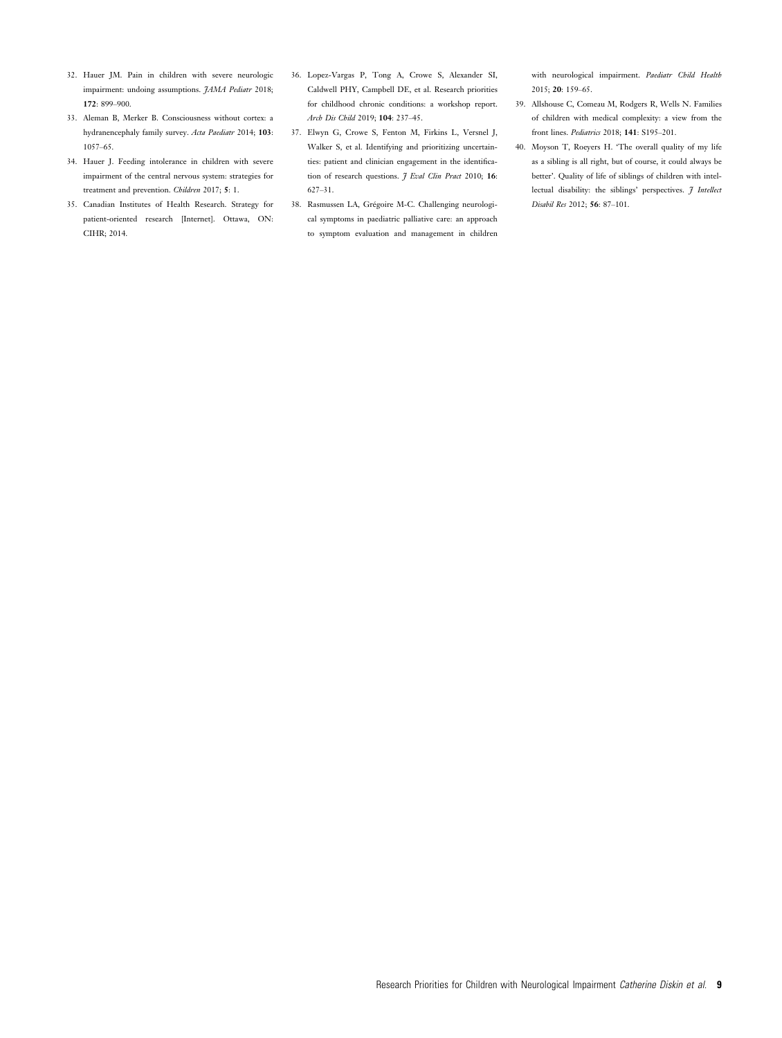32. Hauer JM. Pain in children with severe neurologic impairment: undoing assumptions. *JAMA Pediatr* 2018; **172**: 899–900.
33. Aleman B, Merker B. Consciousness without cortex: a hydranencephaly family survey. *Acta Paediatr* 2014; **103**: 1057–65.
34. Hauer J. Feeding intolerance in children with severe impairment of the central nervous system: strategies for treatment and prevention. *Children* 2017; **5**: 1.
35. Canadian Institutes of Health Research. Strategy for patient-oriented research [Internet]. Ottawa, ON: CIHR; 2014.
36. Lopez-Vargas P, Tong A, Crowe S, Alexander SI, Caldwell PHY, Campbell DE, et al. Research priorities for childhood chronic conditions: a workshop report. *Arch Dis Child* 2019; **104**: 237–45.
37. Elwyn G, Crowe S, Fenton M, Firkins L, Versnel J, Walker S, et al. Identifying and prioritizing uncertainties: patient and clinician engagement in the identification of research questions. *J Eval Clin Pract* 2010; **16**: 627–31.
38. Rasmussen LA, Grégoire M-C. Challenging neurological symptoms in paediatric palliative care: an approach to symptom evaluation and management in children with neurological impairment. *Paediatr Child Health* 2015; **20**: 159–65.
39. Allshouse C, Comeau M, Rodgers R, Wells N. Families of children with medical complexity: a view from the front lines. *Pediatrics* 2018; **141**: S195–201.
40. Moyson T, Roeyers H. 'The overall quality of my life as a sibling is all right, but of course, it could always be better'. Quality of life of siblings of children with intellectual disability: the siblings' perspectives. *J Intellect Disabil Res* 2012; **56**: 87–101.